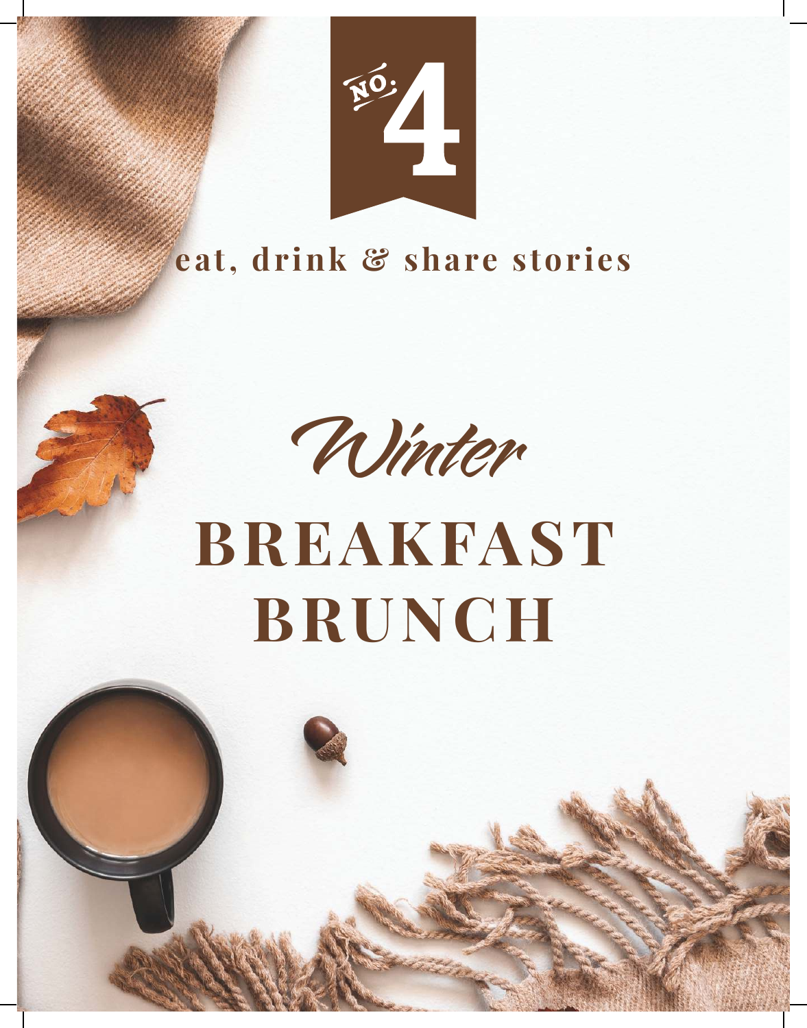NO: 4

eat, drink & share stories

*Winter*

# BREAKFAST BRUNCH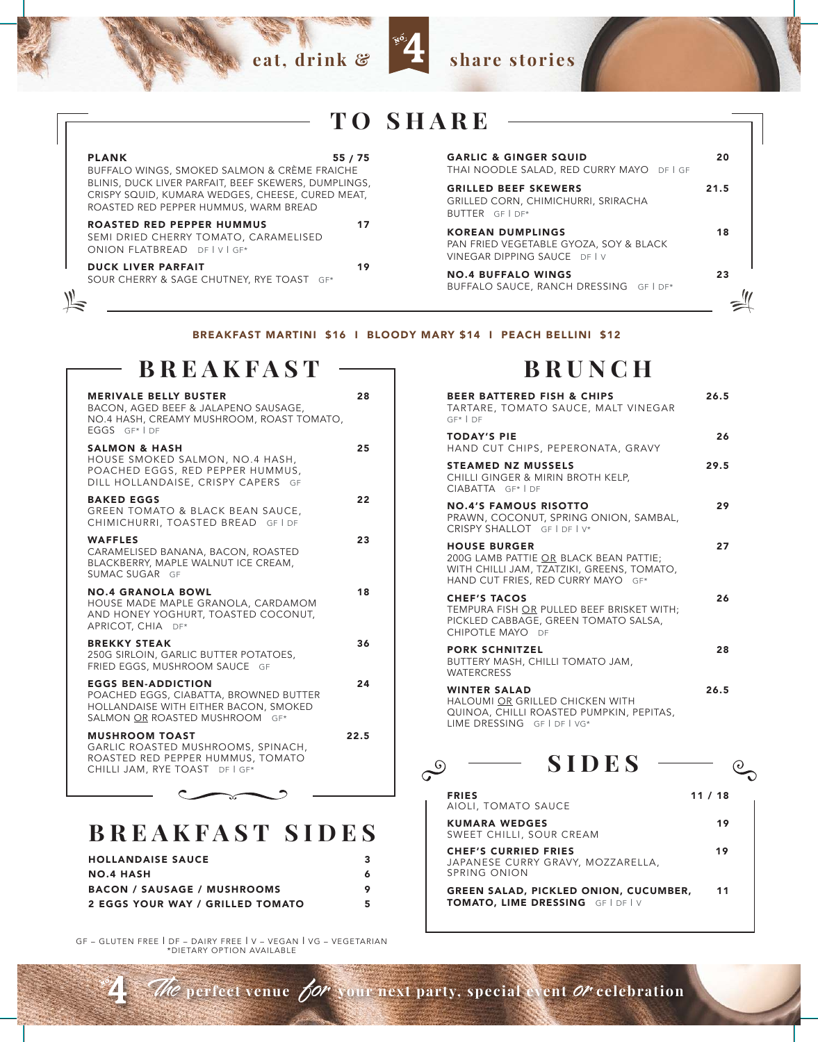eat, drink & **No.4** share stories

# TO SHARE

**PLANK** 55 / 75
BUFFALO WINGS, SMOKED SALMON & CRÈME FRAICHE BLINIS, DUCK LIVER PARFAIT, BEEF SKEWERS, DUMPLINGS, CRISPY SQUID, KUMARA WEDGES, CHEESE, CURED MEAT, ROASTED RED PEPPER HUMMUS, WARM BREAD

**ROASTED RED PEPPER HUMMUS** 17
SEMI DRIED CHERRY TOMATO, CARAMELISED ONION FLATBREAD DF | V | GF*

**DUCK LIVER PARFAIT** 19
SOUR CHERRY & SAGE CHUTNEY, RYE TOAST GF*

**GARLIC & GINGER SQUID** 20
THAI NOODLE SALAD, RED CURRY MAYO DF | GF

**GRILLED BEEF SKEWERS** 21.5
GRILLED CORN, CHIMICHURRI, SRIRACHA BUTTER GF | DF*

**KOREAN DUMPLINGS** 18
PAN FRIED VEGETABLE GYOZA, SOY & BLACK VINEGAR DIPPING SAUCE DF | V

**NO.4 BUFFALO WINGS** 23
BUFFALO SAUCE, RANCH DRESSING GF | DF*

**BREAKFAST MARTINI $16 | BLOODY MARY $14 | PEACH BELLINI $12**

# BREAKFAST

**MERIVALE BELLY BUSTER** 28
BACON, AGED BEEF & JALAPENO SAUSAGE, NO.4 HASH, CREAMY MUSHROOM, ROAST TOMATO, EGGS GF* | DF

**SALMON & HASH** 25
HOUSE SMOKED SALMON, NO.4 HASH, POACHED EGGS, RED PEPPER HUMMUS, DILL HOLLANDAISE, CRISPY CAPERS GF

**BAKED EGGS** 22
GREEN TOMATO & BLACK BEAN SAUCE, CHIMICHURRI, TOASTED BREAD GF | DF

**WAFFLES** 23
CARAMELISED BANANA, BACON, ROASTED BLACKBERRY, MAPLE WALNUT ICE CREAM, SUMAC SUGAR GF

**NO.4 GRANOLA BOWL** 18
HOUSE MADE MAPLE GRANOLA, CARDAMOM AND HONEY YOGHURT, TOASTED COCONUT, APRICOT, CHIA DF*

**BREKKY STEAK** 36
250G SIRLOIN, GARLIC BUTTER POTATOES, FRIED EGGS, MUSHROOM SAUCE GF

**EGGS BEN-ADDICTION** 24
POACHED EGGS, CIABATTA, BROWNED BUTTER HOLLANDAISE WITH EITHER BACON, SMOKED SALMON OR ROASTED MUSHROOM GF*

**MUSHROOM TOAST** 22.5
GARLIC ROASTED MUSHROOMS, SPINACH, ROASTED RED PEPPER HUMMUS, TOMATO CHILLI JAM, RYE TOAST DF | GF*

# BREAKFAST SIDES

| | |
|---|---|
| HOLLANDAISE SAUCE | 3 |
| NO.4 HASH | 6 |
| BACON / SAUSAGE / MUSHROOMS | 9 |
| 2 EGGS YOUR WAY / GRILLED TOMATO | 5 |

# BRUNCH

**BEER BATTERED FISH & CHIPS** 26.5
TARTARE, TOMATO SAUCE, MALT VINEGAR GF* | DF

**TODAY'S PIE** 26
HAND CUT CHIPS, PEPERONATA, GRAVY

**STEAMED NZ MUSSELS** 29.5
CHILLI GINGER & MIRIN BROTH KELP, CIABATTA GF* | DF

**NO.4'S FAMOUS RISOTTO** 29
PRAWN, COCONUT, SPRING ONION, SAMBAL, CRISPY SHALLOT GF | DF | V*

**HOUSE BURGER** 27
200G LAMB PATTIE OR BLACK BEAN PATTIE; WITH CHILLI JAM, TZATZIKI, GREENS, TOMATO, HAND CUT FRIES, RED CURRY MAYO GF*

**CHEF'S TACOS** 26
TEMPURA FISH OR PULLED BEEF BRISKET WITH; PICKLED CABBAGE, GREEN TOMATO SALSA, CHIPOTLE MAYO DF

**PORK SCHNITZEL** 28
BUTTERY MASH, CHILLI TOMATO JAM, WATERCRESS

**WINTER SALAD** 26.5
HALOUMI OR GRILLED CHICKEN WITH QUINOA, CHILLI ROASTED PUMPKIN, PEPITAS, LIME DRESSING GF | DF | VG*

# SIDES

**FRIES** 11 / 18
AIOLI, TOMATO SAUCE

**KUMARA WEDGES** 19
SWEET CHILLI, SOUR CREAM

**CHEF'S CURRIED FRIES** 19
JAPANESE CURRY GRAVY, MOZZARELLA, SPRING ONION

**GREEN SALAD, PICKLED ONION, CUCUMBER, TOMATO, LIME DRESSING** GF | DF | V 11

GF – GLUTEN FREE | DF – DAIRY FREE | V – VEGAN | VG – VEGETARIAN
*DIETARY OPTION AVAILABLE

No.4 *The* perfect venue *for* your next party, special event *or* celebration